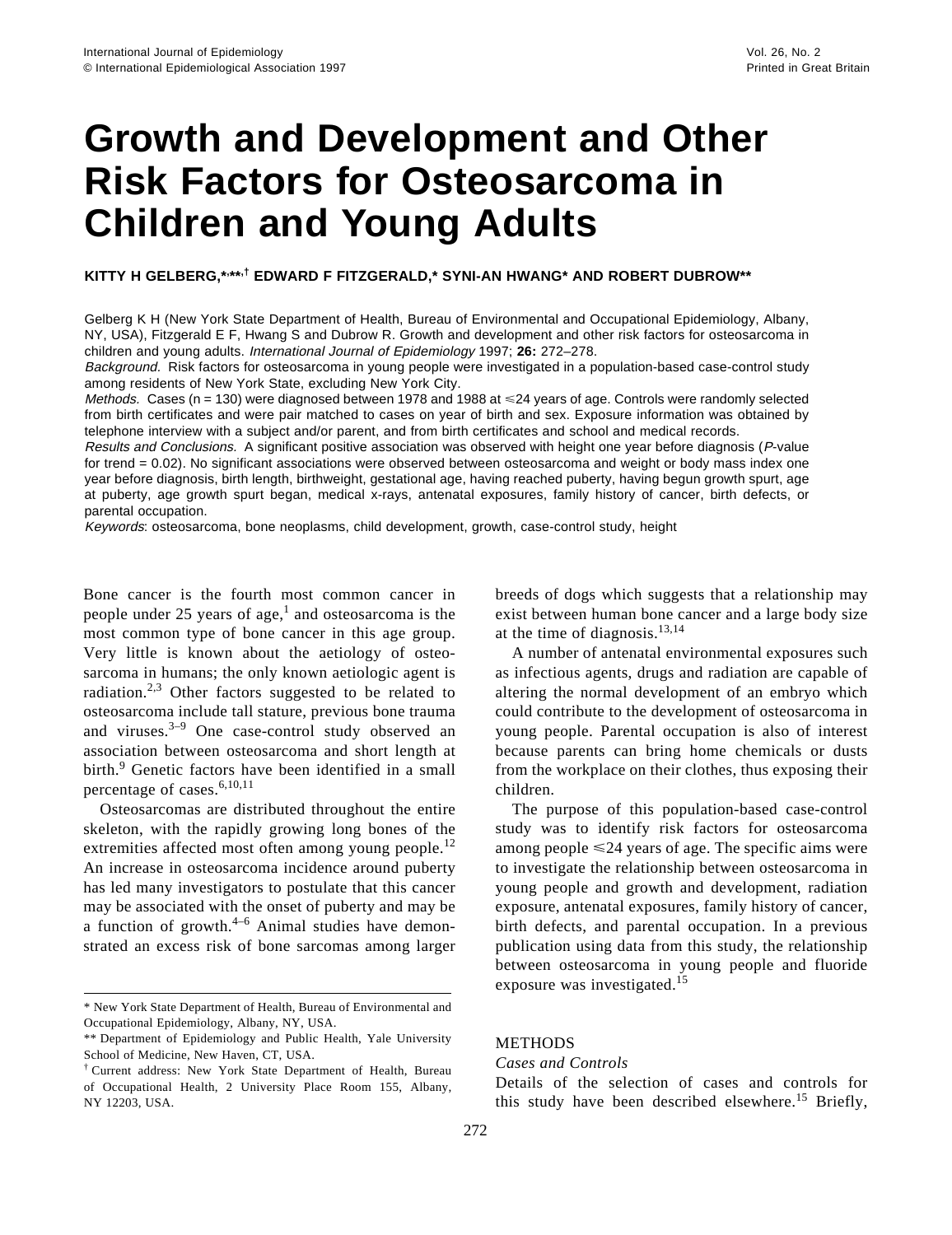# Growth and Development and Other Risk Factors for Osteosarcoma in Children and Young Adults

**KITTY H GELBERG,\*,\*\*,† EDWARD F FITZGERALD,\* SYNI-AN HWANG\* AND ROBERT DUBROW\*\***

Gelberg K H (New York State Department of Health, Bureau of Environmental and Occupational Epidemiology, Albany, NY, USA), Fitzgerald E F, Hwang S and Dubrow R. Growth and development and other risk factors for osteosarcoma in children and young adults. *International Journal of Epidemiology* 1997; **26:** 272–278.

*Background.* Risk factors for osteosarcoma in young people were investigated in a population-based case-control study among residents of New York State, excluding New York City.

*Methods.* Cases (n = 130) were diagnosed between 1978 and 1988 at ≤24 years of age. Controls were randomly selected from birth certificates and were pair matched to cases on year of birth and sex. Exposure information was obtained by telephone interview with a subject and/or parent, and from birth certificates and school and medical records.

*Results and Conclusions.* A significant positive association was observed with height one year before diagnosis (*P*-value for trend = 0.02). No significant associations were observed between osteosarcoma and weight or body mass index one year before diagnosis, birth length, birthweight, gestational age, having reached puberty, having begun growth spurt, age at puberty, age growth spurt began, medical x-rays, antenatal exposures, family history of cancer, birth defects, or parental occupation.

*Keywords*: osteosarcoma, bone neoplasms, child development, growth, case-control study, height

Bone cancer is the fourth most common cancer in people under 25 years of age,[1] and osteosarcoma is the most common type of bone cancer in this age group. Very little is known about the aetiology of osteosarcoma in humans; the only known aetiologic agent is radiation.[2,3] Other factors suggested to be related to osteosarcoma include tall stature, previous bone trauma and viruses.[3–9] One case-control study observed an association between osteosarcoma and short length at birth.[9] Genetic factors have been identified in a small percentage of cases.[6,10,11]

Osteosarcomas are distributed throughout the entire skeleton, with the rapidly growing long bones of the extremities affected most often among young people.[12] An increase in osteosarcoma incidence around puberty has led many investigators to postulate that this cancer may be associated with the onset of puberty and may be a function of growth.[4–6] Animal studies have demonstrated an excess risk of bone sarcomas among larger breeds of dogs which suggests that a relationship may exist between human bone cancer and a large body size at the time of diagnosis.[13,14]

A number of antenatal environmental exposures such as infectious agents, drugs and radiation are capable of altering the normal development of an embryo which could contribute to the development of osteosarcoma in young people. Parental occupation is also of interest because parents can bring home chemicals or dusts from the workplace on their clothes, thus exposing their children.

The purpose of this population-based case-control study was to identify risk factors for osteosarcoma among people ≤24 years of age. The specific aims were to investigate the relationship between osteosarcoma in young people and growth and development, radiation exposure, antenatal exposures, family history of cancer, birth defects, and parental occupation. In a previous publication using data from this study, the relationship between osteosarcoma in young people and fluoride exposure was investigated.[15]

## METHODS

### *Cases and Controls*

Details of the selection of cases and controls for this study have been described elsewhere.[15] Briefly,

---

\* New York State Department of Health, Bureau of Environmental and Occupational Epidemiology, Albany, NY, USA.

\*\* Department of Epidemiology and Public Health, Yale University School of Medicine, New Haven, CT, USA.

† Current address: New York State Department of Health, Bureau of Occupational Health, 2 University Place Room 155, Albany, NY 12203, USA.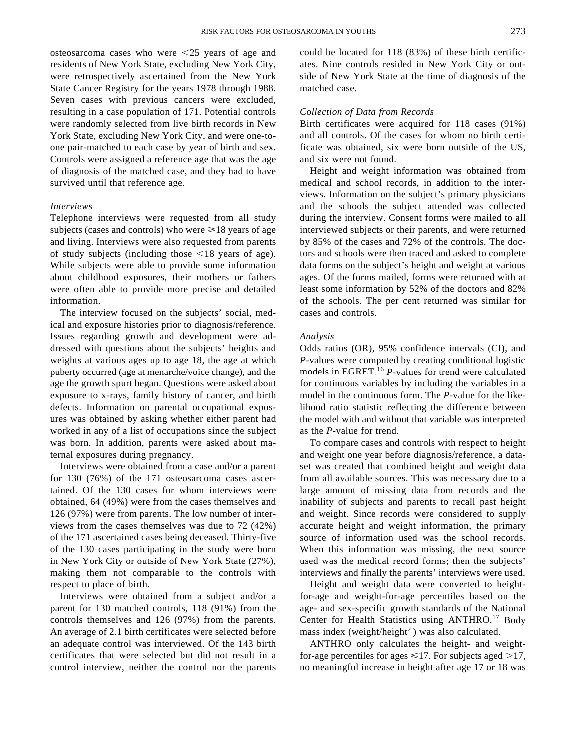osteosarcoma cases who were <25 years of age and residents of New York State, excluding New York City, were retrospectively ascertained from the New York State Cancer Registry for the years 1978 through 1988. Seven cases with previous cancers were excluded, resulting in a case population of 171. Potential controls were randomly selected from live birth records in New York State, excluding New York City, and were one-to-one pair-matched to each case by year of birth and sex. Controls were assigned a reference age that was the age of diagnosis of the matched case, and they had to have survived until that reference age.

*Interviews*

Telephone interviews were requested from all study subjects (cases and controls) who were ⩾18 years of age and living. Interviews were also requested from parents of study subjects (including those <18 years of age). While subjects were able to provide some information about childhood exposures, their mothers or fathers were often able to provide more precise and detailed information.

The interview focused on the subjects' social, medical and exposure histories prior to diagnosis/reference. Issues regarding growth and development were addressed with questions about the subjects' heights and weights at various ages up to age 18, the age at which puberty occurred (age at menarche/voice change), and the age the growth spurt began. Questions were asked about exposure to x-rays, family history of cancer, and birth defects. Information on parental occupational exposures was obtained by asking whether either parent had worked in any of a list of occupations since the subject was born. In addition, parents were asked about maternal exposures during pregnancy.

Interviews were obtained from a case and/or a parent for 130 (76%) of the 171 osteosarcoma cases ascertained. Of the 130 cases for whom interviews were obtained, 64 (49%) were from the cases themselves and 126 (97%) were from parents. The low number of interviews from the cases themselves was due to 72 (42%) of the 171 ascertained cases being deceased. Thirty-five of the 130 cases participating in the study were born in New York City or outside of New York State (27%), making them not comparable to the controls with respect to place of birth.

Interviews were obtained from a subject and/or a parent for 130 matched controls, 118 (91%) from the controls themselves and 126 (97%) from the parents. An average of 2.1 birth certificates were selected before an adequate control was interviewed. Of the 143 birth certificates that were selected but did not result in a control interview, neither the control nor the parents could be located for 118 (83%) of these birth certificates. Nine controls resided in New York City or outside of New York State at the time of diagnosis of the matched case.

*Collection of Data from Records*

Birth certificates were acquired for 118 cases (91%) and all controls. Of the cases for whom no birth certificate was obtained, six were born outside of the US, and six were not found.

Height and weight information was obtained from medical and school records, in addition to the interviews. Information on the subject's primary physicians and the schools the subject attended was collected during the interview. Consent forms were mailed to all interviewed subjects or their parents, and were returned by 85% of the cases and 72% of the controls. The doctors and schools were then traced and asked to complete data forms on the subject's height and weight at various ages. Of the forms mailed, forms were returned with at least some information by 52% of the doctors and 82% of the schools. The per cent returned was similar for cases and controls.

*Analysis*

Odds ratios (OR), 95% confidence intervals (CI), and *P*-values were computed by creating conditional logistic models in EGRET.[16] *P*-values for trend were calculated for continuous variables by including the variables in a model in the continuous form. The *P*-value for the likelihood ratio statistic reflecting the difference between the model with and without that variable was interpreted as the *P*-value for trend.

To compare cases and controls with respect to height and weight one year before diagnosis/reference, a dataset was created that combined height and weight data from all available sources. This was necessary due to a large amount of missing data from records and the inability of subjects and parents to recall past height and weight. Since records were considered to supply accurate height and weight information, the primary source of information used was the school records. When this information was missing, the next source used was the medical record forms; then the subjects' interviews and finally the parents' interviews were used.

Height and weight data were converted to height-for-age and weight-for-age percentiles based on the age- and sex-specific growth standards of the National Center for Health Statistics using ANTHRO.[17] Body mass index (weight/height$^2$) was also calculated.

ANTHRO only calculates the height- and weight-for-age percentiles for ages ⩽17. For subjects aged >17, no meaningful increase in height after age 17 or 18 was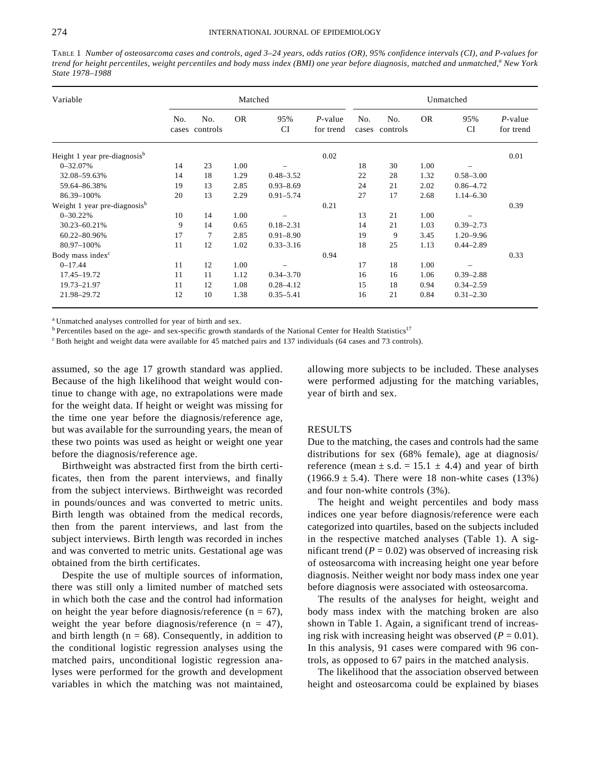TABLE 1 *Number of osteosarcoma cases and controls, aged 3–24 years, odds ratios (OR), 95% confidence intervals (CI), and P-values for trend for height percentiles, weight percentiles and body mass index (BMI) one year before diagnosis, matched and unmatched,[a] New York State 1978–1988*

| Variable | Matched | | | | | Unmatched | | | | |
|---|---|---|---|---|---|---|---|---|---|---|
| | No. cases | No. controls | OR | 95% CI | *P*-value for trend | No. cases | No. controls | OR | 95% CI | *P*-value for trend |
| Height 1 year pre-diagnosis[b] | | | | | 0.02 | | | | | 0.01 |
| 0–32.07% | 14 | 23 | 1.00 | – | | 18 | 30 | 1.00 | – | |
| 32.08–59.63% | 14 | 18 | 1.29 | 0.48–3.52 | | 22 | 28 | 1.32 | 0.58–3.00 | |
| 59.64–86.38% | 19 | 13 | 2.85 | 0.93–8.69 | | 24 | 21 | 2.02 | 0.86–4.72 | |
| 86.39–100% | 20 | 13 | 2.29 | 0.91–5.74 | | 27 | 17 | 2.68 | 1.14–6.30 | |
| Weight 1 year pre-diagnosis[b] | | | | | 0.21 | | | | | 0.39 |
| 0–30.22% | 10 | 14 | 1.00 | – | | 13 | 21 | 1.00 | – | |
| 30.23–60.21% | 9 | 14 | 0.65 | 0.18–2.31 | | 14 | 21 | 1.03 | 0.39–2.73 | |
| 60.22–80.96% | 17 | 7 | 2.85 | 0.91–8.90 | | 19 | 9 | 3.45 | 1.20–9.96 | |
| 80.97–100% | 11 | 12 | 1.02 | 0.33–3.16 | | 18 | 25 | 1.13 | 0.44–2.89 | |
| Body mass index[c] | | | | | 0.94 | | | | | 0.33 |
| 0–17.44 | 11 | 12 | 1.00 | – | | 17 | 18 | 1.00 | – | |
| 17.45–19.72 | 11 | 11 | 1.12 | 0.34–3.70 | | 16 | 16 | 1.06 | 0.39–2.88 | |
| 19.73–21.97 | 11 | 12 | 1.08 | 0.28–4.12 | | 15 | 18 | 0.94 | 0.34–2.59 | |
| 21.98–29.72 | 12 | 10 | 1.38 | 0.35–5.41 | | 16 | 21 | 0.84 | 0.31–2.30 | |

[a] Unmatched analyses controlled for year of birth and sex.

[b] Percentiles based on the age- and sex-specific growth standards of the National Center for Health Statistics[17]

[c] Both height and weight data were available for 45 matched pairs and 137 individuals (64 cases and 73 controls).

assumed, so the age 17 growth standard was applied. Because of the high likelihood that weight would continue to change with age, no extrapolations were made for the weight data. If height or weight was missing for the time one year before the diagnosis/reference age, but was available for the surrounding years, the mean of these two points was used as height or weight one year before the diagnosis/reference age.

Birthweight was abstracted first from the birth certificates, then from the parent interviews, and finally from the subject interviews. Birthweight was recorded in pounds/ounces and was converted to metric units. Birth length was obtained from the medical records, then from the parent interviews, and last from the subject interviews. Birth length was recorded in inches and was converted to metric units. Gestational age was obtained from the birth certificates.

Despite the use of multiple sources of information, there was still only a limited number of matched sets in which both the case and the control had information on height the year before diagnosis/reference (n = 67), weight the year before diagnosis/reference (n = 47), and birth length (n = 68). Consequently, in addition to the conditional logistic regression analyses using the matched pairs, unconditional logistic regression analyses were performed for the growth and development variables in which the matching was not maintained, allowing more subjects to be included. These analyses were performed adjusting for the matching variables, year of birth and sex.

## RESULTS

Due to the matching, the cases and controls had the same distributions for sex (68% female), age at diagnosis/reference (mean ± s.d. = 15.1 ± 4.4) and year of birth (1966.9 ± 5.4). There were 18 non-white cases (13%) and four non-white controls (3%).

The height and weight percentiles and body mass indices one year before diagnosis/reference were each categorized into quartiles, based on the subjects included in the respective matched analyses (Table 1). A significant trend ($P = 0.02$) was observed of increasing risk of osteosarcoma with increasing height one year before diagnosis. Neither weight nor body mass index one year before diagnosis were associated with osteosarcoma.

The results of the analyses for height, weight and body mass index with the matching broken are also shown in Table 1. Again, a significant trend of increasing risk with increasing height was observed ($P = 0.01$). In this analysis, 91 cases were compared with 96 controls, as opposed to 67 pairs in the matched analysis.

The likelihood that the association observed between height and osteosarcoma could be explained by biases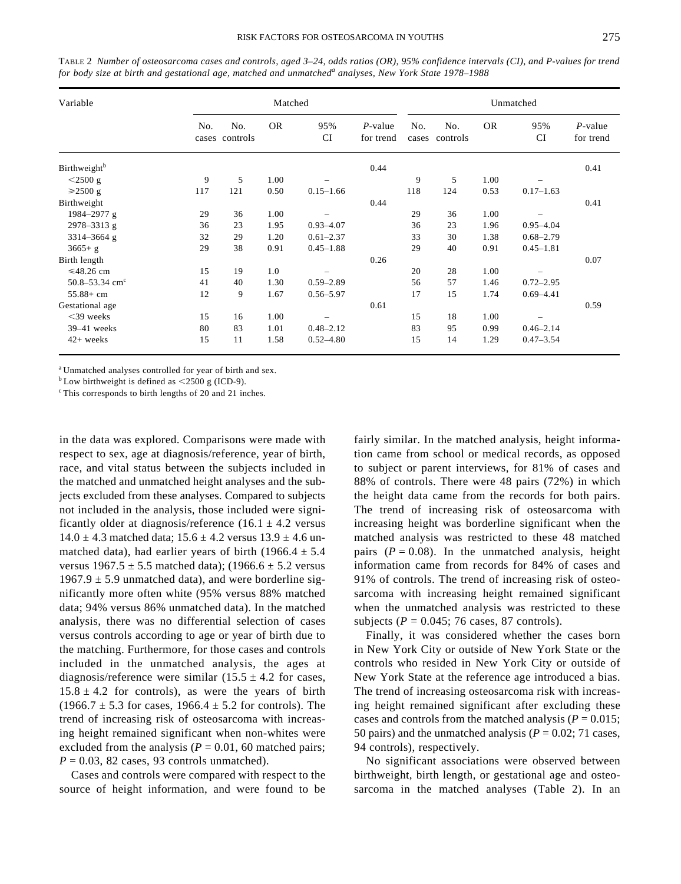TABLE 2 *Number of osteosarcoma cases and controls, aged 3–24, odds ratios (OR), 95% confidence intervals (CI), and P-values for trend for body size at birth and gestational age, matched and unmatched[a] analyses, New York State 1978–1988*

| Variable | Matched | | | | | Unmatched | | | | |
|---|---|---|---|---|---|---|---|---|---|---|
| | No. cases | No. controls | OR | 95% CI | *P*-value for trend | No. cases | No. controls | OR | 95% CI | *P*-value for trend |
| Birthweight[b] | | | | | 0.44 | | | | | 0.41 |
| <2500 g | 9 | 5 | 1.00 | – | | 9 | 5 | 1.00 | – | |
| ⩾2500 g | 117 | 121 | 0.50 | 0.15–1.66 | | 118 | 124 | 0.53 | 0.17–1.63 | |
| Birthweight | | | | | 0.44 | | | | | 0.41 |
| 1984–2977 g | 29 | 36 | 1.00 | – | | 29 | 36 | 1.00 | – | |
| 2978–3313 g | 36 | 23 | 1.95 | 0.93–4.07 | | 36 | 23 | 1.96 | 0.95–4.04 | |
| 3314–3664 g | 32 | 29 | 1.20 | 0.61–2.37 | | 33 | 30 | 1.38 | 0.68–2.79 | |
| 3665+ g | 29 | 38 | 0.91 | 0.45–1.88 | | 29 | 40 | 0.91 | 0.45–1.81 | |
| Birth length | | | | | 0.26 | | | | | 0.07 |
| ⩽48.26 cm | 15 | 19 | 1.0 | – | | 20 | 28 | 1.00 | – | |
| 50.8–53.34 cm[c] | 41 | 40 | 1.30 | 0.59–2.89 | | 56 | 57 | 1.46 | 0.72–2.95 | |
| 55.88+ cm | 12 | 9 | 1.67 | 0.56–5.97 | | 17 | 15 | 1.74 | 0.69–4.41 | |
| Gestational age | | | | | 0.61 | | | | | 0.59 |
| <39 weeks | 15 | 16 | 1.00 | – | | 15 | 18 | 1.00 | – | |
| 39–41 weeks | 80 | 83 | 1.01 | 0.48–2.12 | | 83 | 95 | 0.99 | 0.46–2.14 | |
| 42+ weeks | 15 | 11 | 1.58 | 0.52–4.80 | | 15 | 14 | 1.29 | 0.47–3.54 | |

[a] Unmatched analyses controlled for year of birth and sex.
[b] Low birthweight is defined as <2500 g (ICD-9).
[c] This corresponds to birth lengths of 20 and 21 inches.

in the data was explored. Comparisons were made with respect to sex, age at diagnosis/reference, year of birth, race, and vital status between the subjects included in the matched and unmatched height analyses and the subjects excluded from these analyses. Compared to subjects not included in the analysis, those included were significantly older at diagnosis/reference ($16.1 \pm 4.2$ versus $14.0 \pm 4.3$ matched data; $15.6 \pm 4.2$ versus $13.9 \pm 4.6$ unmatched data), had earlier years of birth ($1966.4 \pm 5.4$ versus $1967.5 \pm 5.5$ matched data); ($1966.6 \pm 5.2$ versus $1967.9 \pm 5.9$ unmatched data), and were borderline significantly more often white (95% versus 88% matched data; 94% versus 86% unmatched data). In the matched analysis, there was no differential selection of cases versus controls according to age or year of birth due to the matching. Furthermore, for those cases and controls included in the unmatched analysis, the ages at diagnosis/reference were similar ($15.5 \pm 4.2$ for cases, $15.8 \pm 4.2$ for controls), as were the years of birth ($1966.7 \pm 5.3$ for cases, $1966.4 \pm 5.2$ for controls). The trend of increasing risk of osteosarcoma with increasing height remained significant when non-whites were excluded from the analysis ($P = 0.01$, 60 matched pairs; $P = 0.03$, 82 cases, 93 controls unmatched).

Cases and controls were compared with respect to the source of height information, and were found to be fairly similar. In the matched analysis, height information came from school or medical records, as opposed to subject or parent interviews, for 81% of cases and 88% of controls. There were 48 pairs (72%) in which the height data came from the records for both pairs. The trend of increasing risk of osteosarcoma with increasing height was borderline significant when the matched analysis was restricted to these 48 matched pairs ($P = 0.08$). In the unmatched analysis, height information came from records for 84% of cases and 91% of controls. The trend of increasing risk of osteosarcoma with increasing height remained significant when the unmatched analysis was restricted to these subjects ($P = 0.045$; 76 cases, 87 controls).

Finally, it was considered whether the cases born in New York City or outside of New York State or the controls who resided in New York City or outside of New York State at the reference age introduced a bias. The trend of increasing osteosarcoma risk with increasing height remained significant after excluding these cases and controls from the matched analysis ($P = 0.015$; 50 pairs) and the unmatched analysis ($P = 0.02$; 71 cases, 94 controls), respectively.

No significant associations were observed between birthweight, birth length, or gestational age and osteosarcoma in the matched analyses (Table 2). In an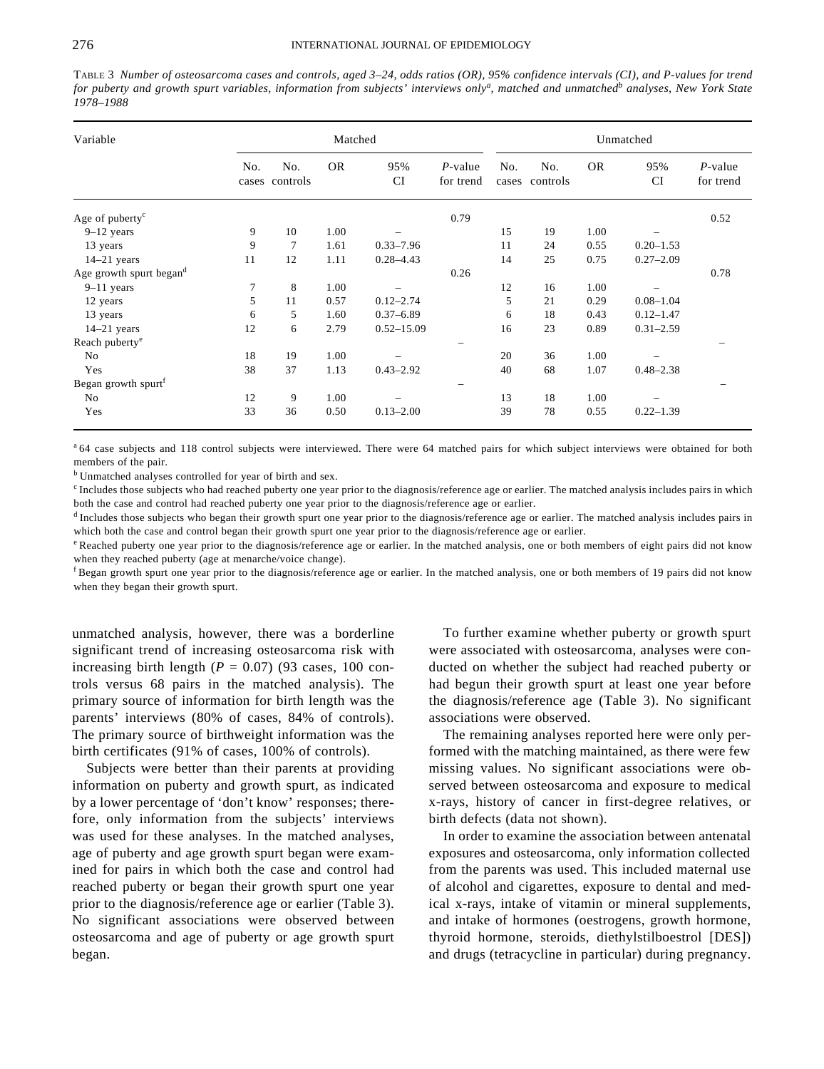TABLE 3 *Number of osteosarcoma cases and controls, aged 3–24, odds ratios (OR), 95% confidence intervals (CI), and P-values for trend for puberty and growth spurt variables, information from subjects' interviews only[a], matched and unmatched[b] analyses, New York State 1978–1988*

| Variable | Matched | | | | | Unmatched | | | | |
|---|---|---|---|---|---|---|---|---|---|---|
| | No. cases | No. controls | OR | 95% CI | *P*-value for trend | No. cases | No. controls | OR | 95% CI | *P*-value for trend |
| Age of puberty[c] | | | | | 0.79 | | | | | 0.52 |
| 9–12 years | 9 | 10 | 1.00 | – | | 15 | 19 | 1.00 | – | |
| 13 years | 9 | 7 | 1.61 | 0.33–7.96 | | 11 | 24 | 0.55 | 0.20–1.53 | |
| 14–21 years | 11 | 12 | 1.11 | 0.28–4.43 | | 14 | 25 | 0.75 | 0.27–2.09 | |
| Age growth spurt began[d] | | | | | 0.26 | | | | | 0.78 |
| 9–11 years | 7 | 8 | 1.00 | – | | 12 | 16 | 1.00 | – | |
| 12 years | 5 | 11 | 0.57 | 0.12–2.74 | | 5 | 21 | 0.29 | 0.08–1.04 | |
| 13 years | 6 | 5 | 1.60 | 0.37–6.89 | | 6 | 18 | 0.43 | 0.12–1.47 | |
| 14–21 years | 12 | 6 | 2.79 | 0.52–15.09 | | 16 | 23 | 0.89 | 0.31–2.59 | |
| Reach puberty[e] | | | | | – | | | | | – |
| No | 18 | 19 | 1.00 | – | | 20 | 36 | 1.00 | – | |
| Yes | 38 | 37 | 1.13 | 0.43–2.92 | | 40 | 68 | 1.07 | 0.48–2.38 | |
| Began growth spurt[f] | | | | | – | | | | | – |
| No | 12 | 9 | 1.00 | – | | 13 | 18 | 1.00 | – | |
| Yes | 33 | 36 | 0.50 | 0.13–2.00 | | 39 | 78 | 0.55 | 0.22–1.39 | |

[a] 64 case subjects and 118 control subjects were interviewed. There were 64 matched pairs for which subject interviews were obtained for both members of the pair.

[b] Unmatched analyses controlled for year of birth and sex.

[c] Includes those subjects who had reached puberty one year prior to the diagnosis/reference age or earlier. The matched analysis includes pairs in which both the case and control had reached puberty one year prior to the diagnosis/reference age or earlier.

[d] Includes those subjects who began their growth spurt one year prior to the diagnosis/reference age or earlier. The matched analysis includes pairs in which both the case and control began their growth spurt one year prior to the diagnosis/reference age or earlier.

[e] Reached puberty one year prior to the diagnosis/reference age or earlier. In the matched analysis, one or both members of eight pairs did not know when they reached puberty (age at menarche/voice change).

[f] Began growth spurt one year prior to the diagnosis/reference age or earlier. In the matched analysis, one or both members of 19 pairs did not know when they began their growth spurt.

unmatched analysis, however, there was a borderline significant trend of increasing osteosarcoma risk with increasing birth length ($P = 0.07$) (93 cases, 100 controls versus 68 pairs in the matched analysis). The primary source of information for birth length was the parents' interviews (80% of cases, 84% of controls). The primary source of birthweight information was the birth certificates (91% of cases, 100% of controls).

Subjects were better than their parents at providing information on puberty and growth spurt, as indicated by a lower percentage of 'don't know' responses; therefore, only information from the subjects' interviews was used for these analyses. In the matched analyses, age of puberty and age growth spurt began were examined for pairs in which both the case and control had reached puberty or began their growth spurt one year prior to the diagnosis/reference age or earlier (Table 3). No significant associations were observed between osteosarcoma and age of puberty or age growth spurt began.

To further examine whether puberty or growth spurt were associated with osteosarcoma, analyses were conducted on whether the subject had reached puberty or had begun their growth spurt at least one year before the diagnosis/reference age (Table 3). No significant associations were observed.

The remaining analyses reported here were only performed with the matching maintained, as there were few missing values. No significant associations were observed between osteosarcoma and exposure to medical x-rays, history of cancer in first-degree relatives, or birth defects (data not shown).

In order to examine the association between antenatal exposures and osteosarcoma, only information collected from the parents was used. This included maternal use of alcohol and cigarettes, exposure to dental and medical x-rays, intake of vitamin or mineral supplements, and intake of hormones (oestrogens, growth hormone, thyroid hormone, steroids, diethylstilboestrol [DES]) and drugs (tetracycline in particular) during pregnancy.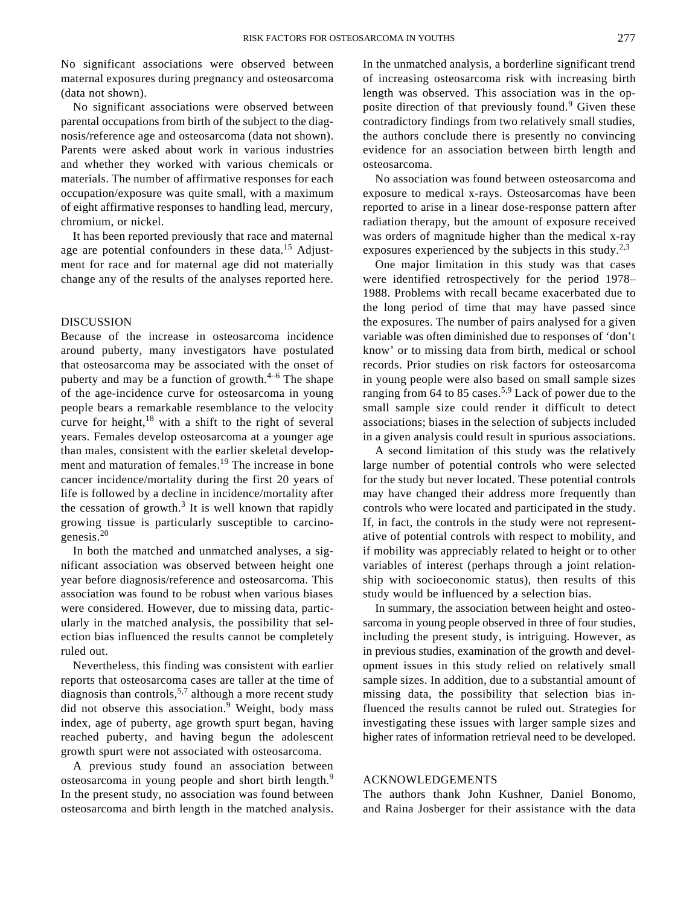No significant associations were observed between maternal exposures during pregnancy and osteosarcoma (data not shown).

No significant associations were observed between parental occupations from birth of the subject to the diagnosis/reference age and osteosarcoma (data not shown). Parents were asked about work in various industries and whether they worked with various chemicals or materials. The number of affirmative responses for each occupation/exposure was quite small, with a maximum of eight affirmative responses to handling lead, mercury, chromium, or nickel.

It has been reported previously that race and maternal age are potential confounders in these data.[15] Adjustment for race and for maternal age did not materially change any of the results of the analyses reported here.

## DISCUSSION

Because of the increase in osteosarcoma incidence around puberty, many investigators have postulated that osteosarcoma may be associated with the onset of puberty and may be a function of growth.[4–6] The shape of the age-incidence curve for osteosarcoma in young people bears a remarkable resemblance to the velocity curve for height,[18] with a shift to the right of several years. Females develop osteosarcoma at a younger age than males, consistent with the earlier skeletal development and maturation of females.[19] The increase in bone cancer incidence/mortality during the first 20 years of life is followed by a decline in incidence/mortality after the cessation of growth.[3] It is well known that rapidly growing tissue is particularly susceptible to carcinogenesis.[20]

In both the matched and unmatched analyses, a significant association was observed between height one year before diagnosis/reference and osteosarcoma. This association was found to be robust when various biases were considered. However, due to missing data, particularly in the matched analysis, the possibility that selection bias influenced the results cannot be completely ruled out.

Nevertheless, this finding was consistent with earlier reports that osteosarcoma cases are taller at the time of diagnosis than controls,[5,7] although a more recent study did not observe this association.[9] Weight, body mass index, age of puberty, age growth spurt began, having reached puberty, and having begun the adolescent growth spurt were not associated with osteosarcoma.

A previous study found an association between osteosarcoma in young people and short birth length.[9] In the present study, no association was found between osteosarcoma and birth length in the matched analysis. In the unmatched analysis, a borderline significant trend of increasing osteosarcoma risk with increasing birth length was observed. This association was in the opposite direction of that previously found.[9] Given these contradictory findings from two relatively small studies, the authors conclude there is presently no convincing evidence for an association between birth length and osteosarcoma.

No association was found between osteosarcoma and exposure to medical x-rays. Osteosarcomas have been reported to arise in a linear dose-response pattern after radiation therapy, but the amount of exposure received was orders of magnitude higher than the medical x-ray exposures experienced by the subjects in this study.[2,3]

One major limitation in this study was that cases were identified retrospectively for the period 1978–1988. Problems with recall became exacerbated due to the long period of time that may have passed since the exposures. The number of pairs analysed for a given variable was often diminished due to responses of 'don't know' or to missing data from birth, medical or school records. Prior studies on risk factors for osteosarcoma in young people were also based on small sample sizes ranging from 64 to 85 cases.[5,9] Lack of power due to the small sample size could render it difficult to detect associations; biases in the selection of subjects included in a given analysis could result in spurious associations.

A second limitation of this study was the relatively large number of potential controls who were selected for the study but never located. These potential controls may have changed their address more frequently than controls who were located and participated in the study. If, in fact, the controls in the study were not representative of potential controls with respect to mobility, and if mobility was appreciably related to height or to other variables of interest (perhaps through a joint relationship with socioeconomic status), then results of this study would be influenced by a selection bias.

In summary, the association between height and osteosarcoma in young people observed in three of four studies, including the present study, is intriguing. However, as in previous studies, examination of the growth and development issues in this study relied on relatively small sample sizes. In addition, due to a substantial amount of missing data, the possibility that selection bias influenced the results cannot be ruled out. Strategies for investigating these issues with larger sample sizes and higher rates of information retrieval need to be developed.

## ACKNOWLEDGEMENTS

The authors thank John Kushner, Daniel Bonomo, and Raina Josberger for their assistance with the data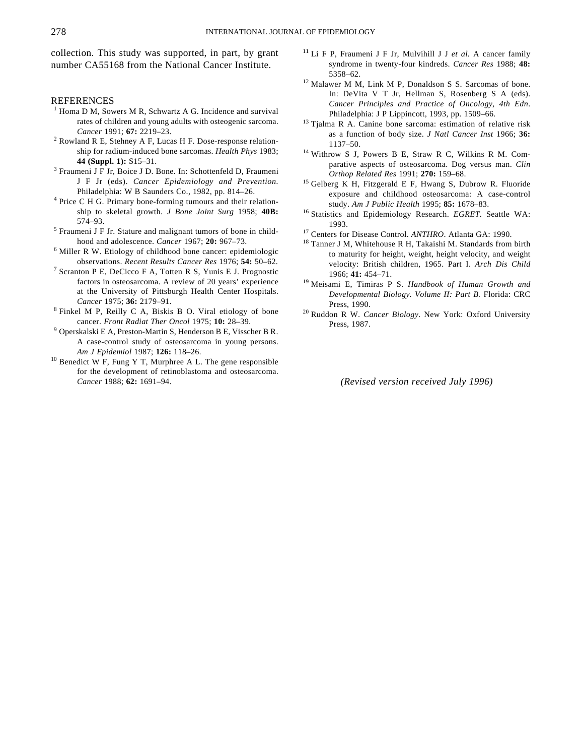collection. This study was supported, in part, by grant number CA55168 from the National Cancer Institute.

## REFERENCES

1. Homa D M, Sowers M R, Schwartz A G. Incidence and survival rates of children and young adults with osteogenic sarcoma. *Cancer* 1991; **67:** 2219–23.
2. Rowland R E, Stehney A F, Lucas H F. Dose-response relationship for radium-induced bone sarcomas. *Health Phys* 1983; **44 (Suppl. 1):** S15–31.
3. Fraumeni J F Jr, Boice J D. Bone. In: Schottenfeld D, Fraumeni J F Jr (eds). *Cancer Epidemiology and Prevention*. Philadelphia: W B Saunders Co., 1982, pp. 814–26.
4. Price C H G. Primary bone-forming tumours and their relationship to skeletal growth. *J Bone Joint Surg* 1958; **40B:** 574–93.
5. Fraumeni J F Jr. Stature and malignant tumors of bone in childhood and adolescence. *Cancer* 1967; **20:** 967–73.
6. Miller R W. Etiology of childhood bone cancer: epidemiologic observations. *Recent Results Cancer Res* 1976; **54:** 50–62.
7. Scranton P E, DeCicco F A, Totten R S, Yunis E J. Prognostic factors in osteosarcoma. A review of 20 years' experience at the University of Pittsburgh Health Center Hospitals. *Cancer* 1975; **36:** 2179–91.
8. Finkel M P, Reilly C A, Biskis B O. Viral etiology of bone cancer. *Front Radiat Ther Oncol* 1975; **10:** 28–39.
9. Operskalski E A, Preston-Martin S, Henderson B E, Visscher B R. A case-control study of osteosarcoma in young persons. *Am J Epidemiol* 1987; **126:** 118–26.
10. Benedict W F, Fung Y T, Murphree A L. The gene responsible for the development of retinoblastoma and osteosarcoma. *Cancer* 1988; **62:** 1691–94.
11. Li F P, Fraumeni J F Jr, Mulvihill J J *et al.* A cancer family syndrome in twenty-four kindreds. *Cancer Res* 1988; **48:** 5358–62.
12. Malawer M M, Link M P, Donaldson S S. Sarcomas of bone. In: DeVita V T Jr, Hellman S, Rosenberg S A (eds). *Cancer Principles and Practice of Oncology, 4th Edn*. Philadelphia: J P Lippincott, 1993, pp. 1509–66.
13. Tjalma R A. Canine bone sarcoma: estimation of relative risk as a function of body size. *J Natl Cancer Inst* 1966; **36:** 1137–50.
14. Withrow S J, Powers B E, Straw R C, Wilkins R M. Comparative aspects of osteosarcoma. Dog versus man. *Clin Orthop Related Res* 1991; **270:** 159–68.
15. Gelberg K H, Fitzgerald E F, Hwang S, Dubrow R. Fluoride exposure and childhood osteosarcoma: A case-control study. *Am J Public Health* 1995; **85:** 1678–83.
16. Statistics and Epidemiology Research. *EGRET*. Seattle WA: 1993.
17. Centers for Disease Control. *ANTHRO*. Atlanta GA: 1990.
18. Tanner J M, Whitehouse R H, Takaishi M. Standards from birth to maturity for height, weight, height velocity, and weight velocity: British children, 1965. Part I. *Arch Dis Child* 1966; **41:** 454–71.
19. Meisami E, Timiras P S. *Handbook of Human Growth and Developmental Biology. Volume II: Part B.* Florida: CRC Press, 1990.
20. Ruddon R W. *Cancer Biology*. New York: Oxford University Press, 1987.

*(Revised version received July 1996)*